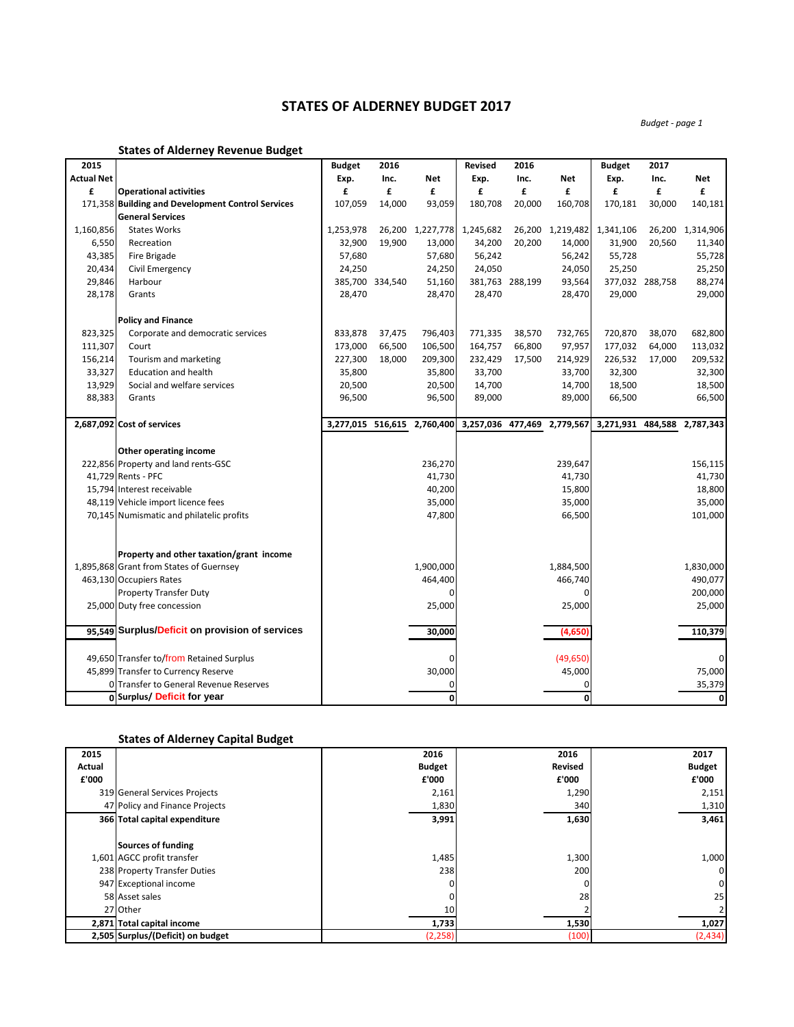# STATES OF ALDERNEY BUDGET 2017

*Budget - page 1*

## States of Alderney Revenue Budget

| 2015 | | Budget | 2016 | | Revised | 2016 | | Budget | 2017 | |
|---|---|---|---|---|---|---|---|---|---|---|
| **Actual Net** | | **Exp.** | **Inc.** | **Net** | **Exp.** | **Inc.** | **Net** | **Exp.** | **Inc.** | **Net** |
| **£** | **Operational activities** | **£** | **£** | **£** | **£** | **£** | **£** | **£** | **£** | **£** |
| 171,358 | **Building and Development Control Services** | 107,059 | 14,000 | 93,059 | 180,708 | 20,000 | 160,708 | 170,181 | 30,000 | 140,181 |
| | **General Services** | | | | | | | | | |
| 1,160,856 | States Works | 1,253,978 | 26,200 | 1,227,778 | 1,245,682 | 26,200 | 1,219,482 | 1,341,106 | 26,200 | 1,314,906 |
| 6,550 | Recreation | 32,900 | 19,900 | 13,000 | 34,200 | 20,200 | 14,000 | 31,900 | 20,560 | 11,340 |
| 43,385 | Fire Brigade | 57,680 | | 57,680 | 56,242 | | 56,242 | 55,728 | | 55,728 |
| 20,434 | Civil Emergency | 24,250 | | 24,250 | 24,050 | | 24,050 | 25,250 | | 25,250 |
| 29,846 | Harbour | 385,700 | 334,540 | 51,160 | 381,763 | 288,199 | 93,564 | 377,032 | 288,758 | 88,274 |
| 28,178 | Grants | 28,470 | | 28,470 | 28,470 | | 28,470 | 29,000 | | 29,000 |
| | **Policy and Finance** | | | | | | | | | |
| 823,325 | Corporate and democratic services | 833,878 | 37,475 | 796,403 | 771,335 | 38,570 | 732,765 | 720,870 | 38,070 | 682,800 |
| 111,307 | Court | 173,000 | 66,500 | 106,500 | 164,757 | 66,800 | 97,957 | 177,032 | 64,000 | 113,032 |
| 156,214 | Tourism and marketing | 227,300 | 18,000 | 209,300 | 232,429 | 17,500 | 214,929 | 226,532 | 17,000 | 209,532 |
| 33,327 | Education and health | 35,800 | | 35,800 | 33,700 | | 33,700 | 32,300 | | 32,300 |
| 13,929 | Social and welfare services | 20,500 | | 20,500 | 14,700 | | 14,700 | 18,500 | | 18,500 |
| 88,383 | Grants | 96,500 | | 96,500 | 89,000 | | 89,000 | 66,500 | | 66,500 |
| **2,687,092** | **Cost of services** | **3,277,015** | **516,615** | **2,760,400** | **3,257,036** | **477,469** | **2,779,567** | **3,271,931** | **484,588** | **2,787,343** |
| | **Other operating income** | | | | | | | | | |
| 222,856 | Property and land rents-GSC | | | 236,270 | | | 239,647 | | | 156,115 |
| 41,729 | Rents - PFC | | | 41,730 | | | 41,730 | | | 41,730 |
| 15,794 | Interest receivable | | | 40,200 | | | 15,800 | | | 18,800 |
| 48,119 | Vehicle import licence fees | | | 35,000 | | | 35,000 | | | 35,000 |
| 70,145 | Numismatic and philatelic profits | | | 47,800 | | | 66,500 | | | 101,000 |
| | **Property and other taxation/grant income** | | | | | | | | | |
| 1,895,868 | Grant from States of Guernsey | | | 1,900,000 | | | 1,884,500 | | | 1,830,000 |
| 463,130 | Occupiers Rates | | | 464,400 | | | 466,740 | | | 490,077 |
| | Property Transfer Duty | | | 0 | | | 0 | | | 200,000 |
| 25,000 | Duty free concession | | | 25,000 | | | 25,000 | | | 25,000 |
| **95,549** | **Surplus/Deficit on provision of services** | | | **30,000** | | | **(4,650)** | | | **110,379** |
| 49,650 | Transfer to/from Retained Surplus | | | 0 | | | (49,650) | | | 0 |
| 45,899 | Transfer to Currency Reserve | | | 30,000 | | | 45,000 | | | 75,000 |
| 0 | Transfer to General Revenue Reserves | | | 0 | | | 0 | | | 35,379 |
| **0** | **Surplus/ Deficit for year** | | | **0** | | | **0** | | | **0** |

## States of Alderney Capital Budget

| 2015 | | 2016 | 2016 | 2017 |
|---|---|---|---|---|
| **Actual** | | **Budget** | **Revised** | **Budget** |
| **£'000** | | **£'000** | **£'000** | **£'000** |
| 319 | General Services Projects | 2,161 | 1,290 | 2,151 |
| 47 | Policy and Finance Projects | 1,830 | 340 | 1,310 |
| **366** | **Total capital expenditure** | **3,991** | **1,630** | **3,461** |
| | **Sources of funding** | | | |
| 1,601 | AGCC profit transfer | 1,485 | 1,300 | 1,000 |
| 238 | Property Transfer Duties | 238 | 200 | 0 |
| 947 | Exceptional income | 0 | 0 | 0 |
| 58 | Asset sales | 0 | 28 | 25 |
| 27 | Other | 10 | 2 | 2 |
| **2,871** | **Total capital income** | **1,733** | **1,530** | **1,027** |
| **2,505** | **Surplus/(Deficit) on budget** | (2,258) | (100) | (2,434) |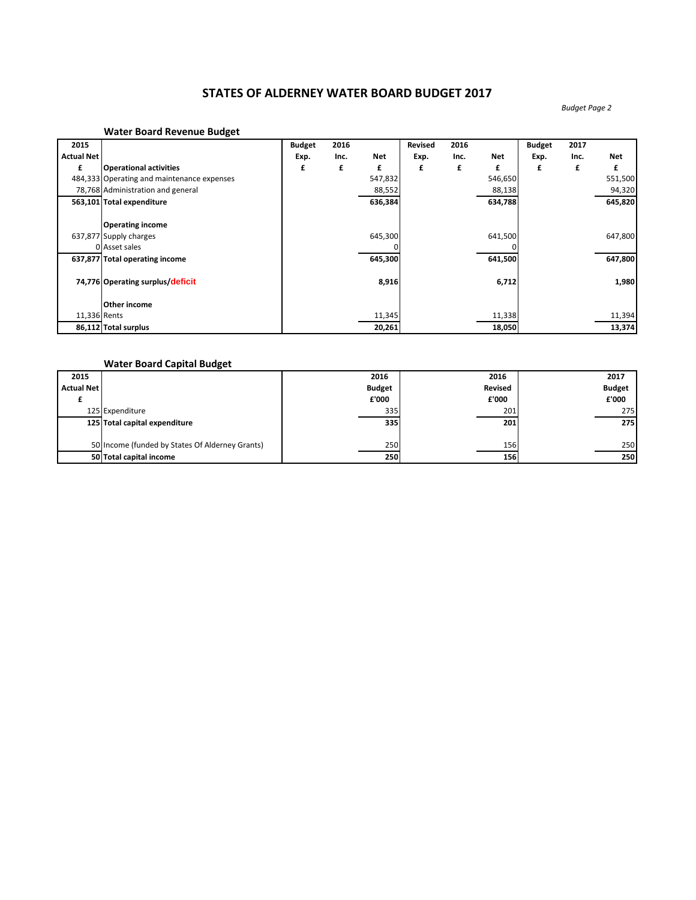# STATES OF ALDERNEY WATER BOARD BUDGET 2017

*Budget Page 2*

## Water Board Revenue Budget

| 2015 | | Budget | 2016 | | Revised | 2016 | | Budget | 2017 | |
|---|---|---|---|---|---|---|---|---|---|---|
| **Actual Net** | | **Exp.** | **Inc.** | **Net** | **Exp.** | **Inc.** | **Net** | **Exp.** | **Inc.** | **Net** |
| **£** | **Operational activities** | **£** | **£** | **£** | **£** | **£** | **£** | **£** | **£** | **£** |
| 484,333 | Operating and maintenance expenses | | | 547,832 | | | 546,650 | | | 551,500 |
| 78,768 | Administration and general | | | 88,552 | | | 88,138 | | | 94,320 |
| **563,101** | **Total expenditure** | | | **636,384** | | | **634,788** | | | **645,820** |
| | **Operating income** | | | | | | | | | |
| 637,877 | Supply charges | | | 645,300 | | | 641,500 | | | 647,800 |
| 0 | Asset sales | | | 0 | | | 0 | | | |
| **637,877** | **Total operating income** | | | **645,300** | | | **641,500** | | | **647,800** |
| **74,776** | **Operating surplus/deficit** | | | **8,916** | | | **6,712** | | | **1,980** |
| | **Other income** | | | | | | | | | |
| 11,336 | Rents | | | 11,345 | | | 11,338 | | | 11,394 |
| **86,112** | **Total surplus** | | | **20,261** | | | **18,050** | | | **13,374** |

## Water Board Capital Budget

| 2015 | | 2016 | 2016 | 2017 |
|---|---|---|---|---|
| **Actual Net** | | **Budget** | **Revised** | **Budget** |
| **£** | | **£'000** | **£'000** | **£'000** |
| 125 | Expenditure | 335 | 201 | 275 |
| **125** | **Total capital expenditure** | **335** | **201** | **275** |
| 50 | Income (funded by States Of Alderney Grants) | 250 | 156 | 250 |
| **50** | **Total capital income** | **250** | **156** | **250** |